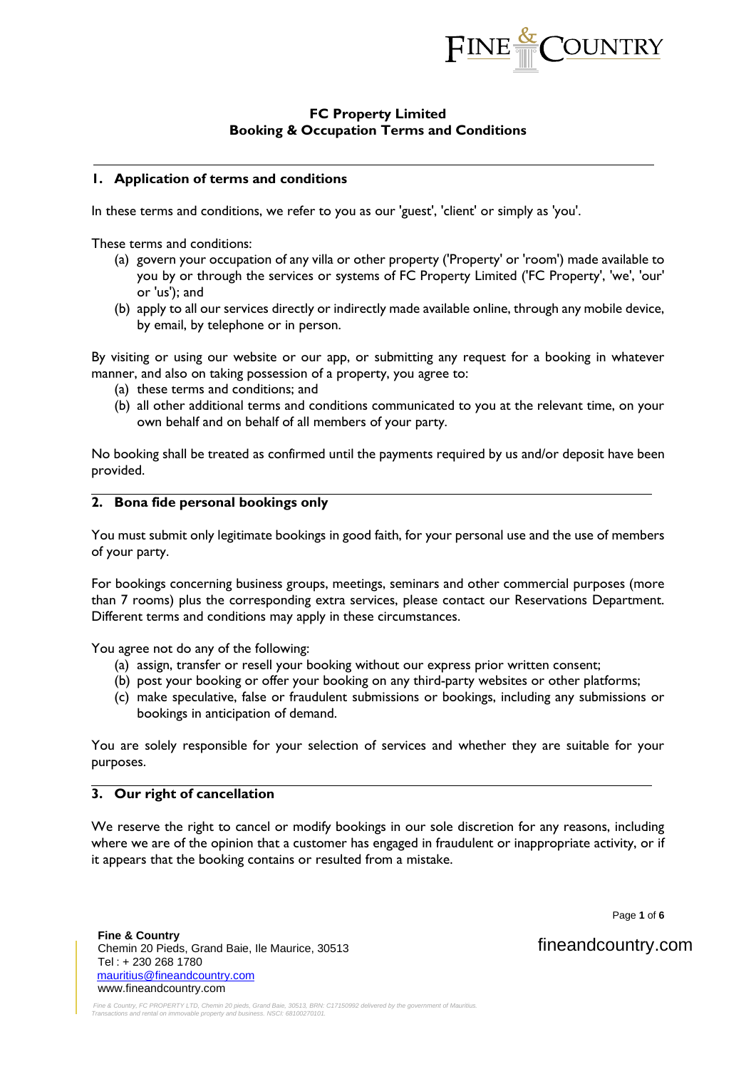# FC Property Limited
## Booking & Occupation Terms and Conditions

## 1. Application of terms and conditions

In these terms and conditions, we refer to you as our 'guest', 'client' or simply as 'you'.

These terms and conditions:

(a) govern your occupation of any villa or other property ('Property' or 'room') made available to you by or through the services or systems of FC Property Limited ('FC Property', 'we', 'our' or 'us'); and

(b) apply to all our services directly or indirectly made available online, through any mobile device, by email, by telephone or in person.

By visiting or using our website or our app, or submitting any request for a booking in whatever manner, and also on taking possession of a property, you agree to:

(a) these terms and conditions; and

(b) all other additional terms and conditions communicated to you at the relevant time, on your own behalf and on behalf of all members of your party.

No booking shall be treated as confirmed until the payments required by us and/or deposit have been provided.

## 2. Bona fide personal bookings only

You must submit only legitimate bookings in good faith, for your personal use and the use of members of your party.

For bookings concerning business groups, meetings, seminars and other commercial purposes (more than 7 rooms) plus the corresponding extra services, please contact our Reservations Department. Different terms and conditions may apply in these circumstances.

You agree not do any of the following:

(a) assign, transfer or resell your booking without our express prior written consent;

(b) post your booking or offer your booking on any third-party websites or other platforms;

(c) make speculative, false or fraudulent submissions or bookings, including any submissions or bookings in anticipation of demand.

You are solely responsible for your selection of services and whether they are suitable for your purposes.

## 3. Our right of cancellation

We reserve the right to cancel or modify bookings in our sole discretion for any reasons, including where we are of the opinion that a customer has engaged in fraudulent or inappropriate activity, or if it appears that the booking contains or resulted from a mistake.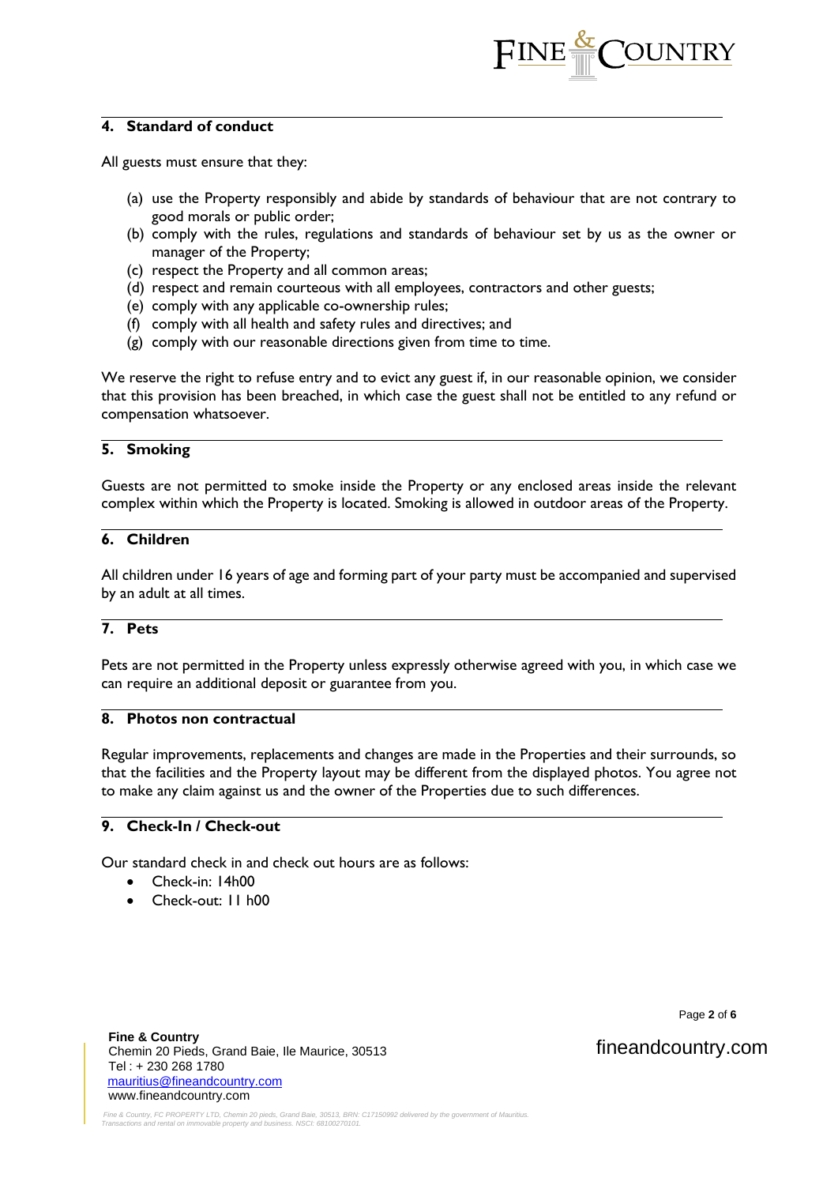## 4. Standard of conduct

All guests must ensure that they:

(a) use the Property responsibly and abide by standards of behaviour that are not contrary to good morals or public order;
(b) comply with the rules, regulations and standards of behaviour set by us as the owner or manager of the Property;
(c) respect the Property and all common areas;
(d) respect and remain courteous with all employees, contractors and other guests;
(e) comply with any applicable co-ownership rules;
(f) comply with all health and safety rules and directives; and
(g) comply with our reasonable directions given from time to time.

We reserve the right to refuse entry and to evict any guest if, in our reasonable opinion, we consider that this provision has been breached, in which case the guest shall not be entitled to any refund or compensation whatsoever.

## 5. Smoking

Guests are not permitted to smoke inside the Property or any enclosed areas inside the relevant complex within which the Property is located. Smoking is allowed in outdoor areas of the Property.

## 6. Children

All children under 16 years of age and forming part of your party must be accompanied and supervised by an adult at all times.

## 7. Pets

Pets are not permitted in the Property unless expressly otherwise agreed with you, in which case we can require an additional deposit or guarantee from you.

## 8. Photos non contractual

Regular improvements, replacements and changes are made in the Properties and their surrounds, so that the facilities and the Property layout may be different from the displayed photos. You agree not to make any claim against us and the owner of the Properties due to such differences.

## 9. Check-In / Check-out

Our standard check in and check out hours are as follows:

- Check-in: 14h00
- Check-out: 11 h00

**Fine & Country**
Chemin 20 Pieds, Grand Baie, Ile Maurice, 30513
Tel : + 230 268 1780
mauritius@fineandcountry.com
www.fineandcountry.com

*Fine & Country, FC PROPERTY LTD, Chemin 20 pieds, Grand Baie, 30513, BRN: C17150992 delivered by the government of Mauritius. Transactions and rental on immovable property and business. NSCI: 68100270101.*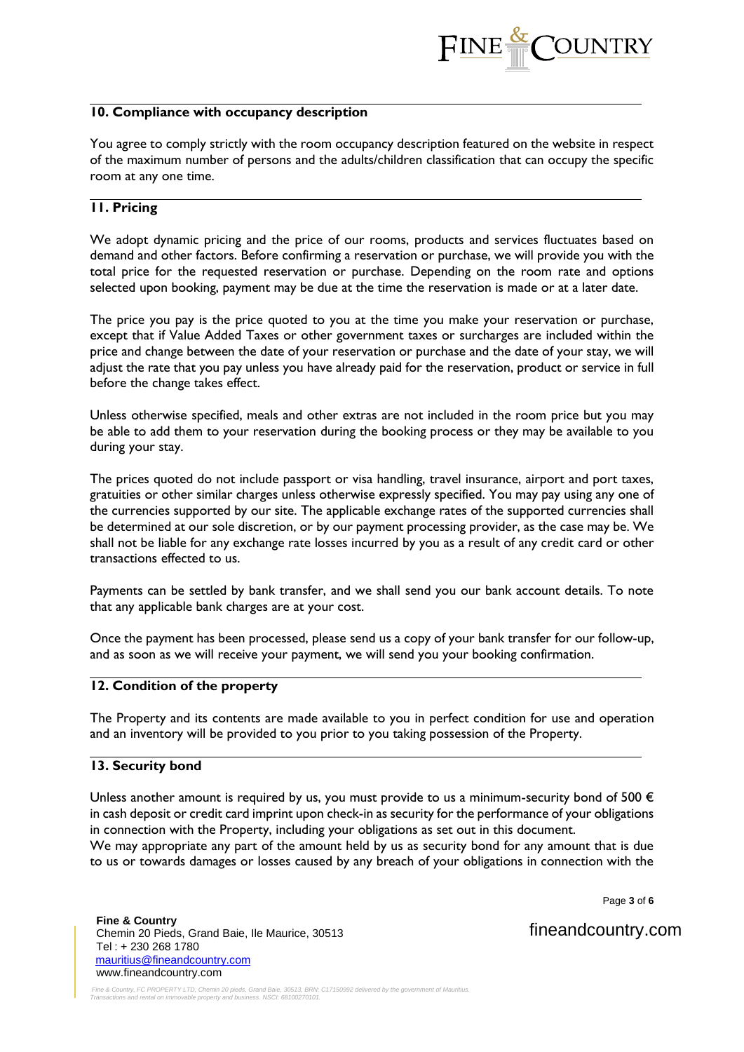## 10. Compliance with occupancy description

You agree to comply strictly with the room occupancy description featured on the website in respect of the maximum number of persons and the adults/children classification that can occupy the specific room at any one time.

## 11. Pricing

We adopt dynamic pricing and the price of our rooms, products and services fluctuates based on demand and other factors. Before confirming a reservation or purchase, we will provide you with the total price for the requested reservation or purchase. Depending on the room rate and options selected upon booking, payment may be due at the time the reservation is made or at a later date.

The price you pay is the price quoted to you at the time you make your reservation or purchase, except that if Value Added Taxes or other government taxes or surcharges are included within the price and change between the date of your reservation or purchase and the date of your stay, we will adjust the rate that you pay unless you have already paid for the reservation, product or service in full before the change takes effect.

Unless otherwise specified, meals and other extras are not included in the room price but you may be able to add them to your reservation during the booking process or they may be available to you during your stay.

The prices quoted do not include passport or visa handling, travel insurance, airport and port taxes, gratuities or other similar charges unless otherwise expressly specified. You may pay using any one of the currencies supported by our site. The applicable exchange rates of the supported currencies shall be determined at our sole discretion, or by our payment processing provider, as the case may be. We shall not be liable for any exchange rate losses incurred by you as a result of any credit card or other transactions effected to us.

Payments can be settled by bank transfer, and we shall send you our bank account details. To note that any applicable bank charges are at your cost.

Once the payment has been processed, please send us a copy of your bank transfer for our follow-up, and as soon as we will receive your payment, we will send you your booking confirmation.

## 12. Condition of the property

The Property and its contents are made available to you in perfect condition for use and operation and an inventory will be provided to you prior to you taking possession of the Property.

## 13. Security bond

Unless another amount is required by us, you must provide to us a minimum-security bond of 500 € in cash deposit or credit card imprint upon check-in as security for the performance of your obligations in connection with the Property, including your obligations as set out in this document.
We may appropriate any part of the amount held by us as security bond for any amount that is due to us or towards damages or losses caused by any breach of your obligations in connection with the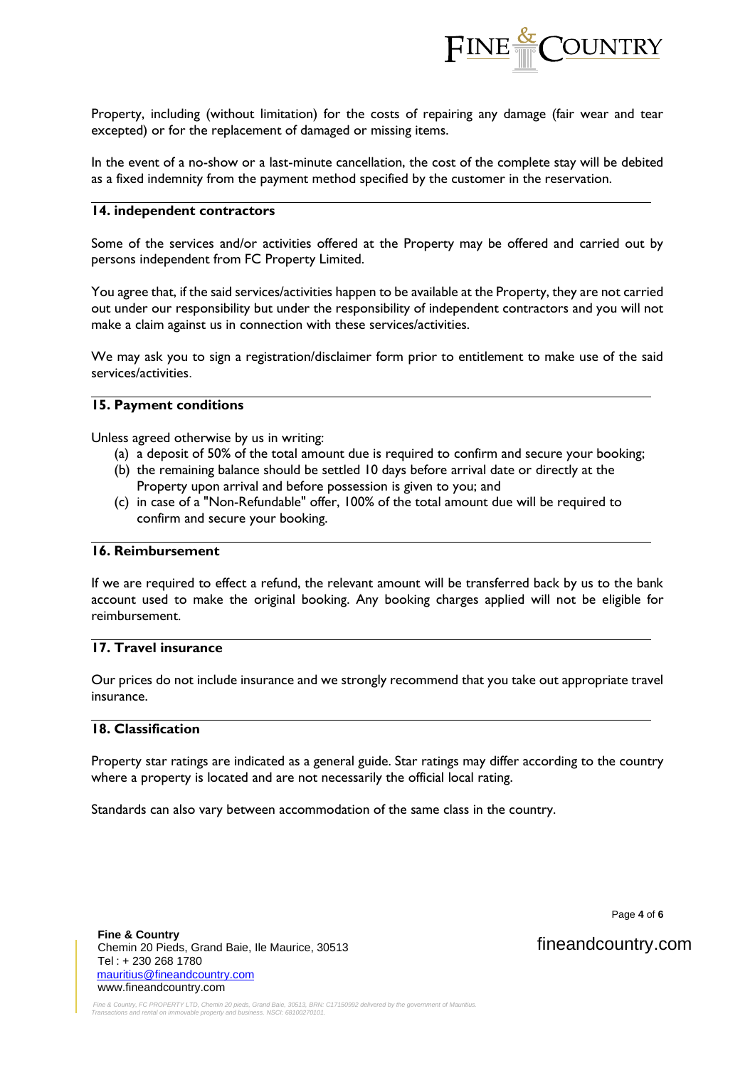Property, including (without limitation) for the costs of repairing any damage (fair wear and tear excepted) or for the replacement of damaged or missing items.

In the event of a no-show or a last-minute cancellation, the cost of the complete stay will be debited as a fixed indemnity from the payment method specified by the customer in the reservation.

## 14. independent contractors

Some of the services and/or activities offered at the Property may be offered and carried out by persons independent from FC Property Limited.

You agree that, if the said services/activities happen to be available at the Property, they are not carried out under our responsibility but under the responsibility of independent contractors and you will not make a claim against us in connection with these services/activities.

We may ask you to sign a registration/disclaimer form prior to entitlement to make use of the said services/activities.

## 15. Payment conditions

Unless agreed otherwise by us in writing:

(a) a deposit of 50% of the total amount due is required to confirm and secure your booking;
(b) the remaining balance should be settled 10 days before arrival date or directly at the Property upon arrival and before possession is given to you; and
(c) in case of a "Non-Refundable" offer, 100% of the total amount due will be required to confirm and secure your booking.

## 16. Reimbursement

If we are required to effect a refund, the relevant amount will be transferred back by us to the bank account used to make the original booking. Any booking charges applied will not be eligible for reimbursement.

## 17. Travel insurance

Our prices do not include insurance and we strongly recommend that you take out appropriate travel insurance.

## 18. Classification

Property star ratings are indicated as a general guide. Star ratings may differ according to the country where a property is located and are not necessarily the official local rating.

Standards can also vary between accommodation of the same class in the country.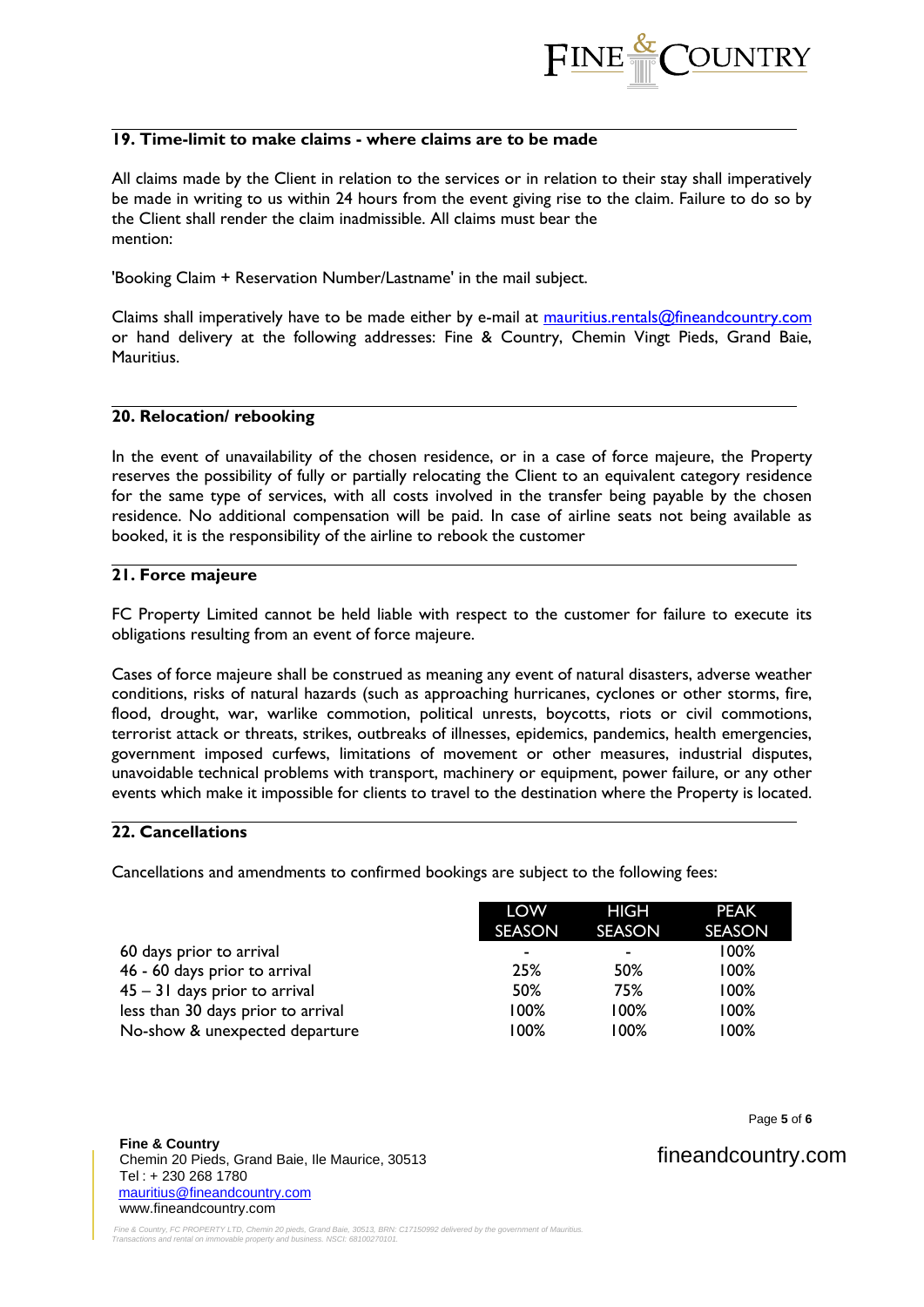## 19. Time-limit to make claims - where claims are to be made

All claims made by the Client in relation to the services or in relation to their stay shall imperatively be made in writing to us within 24 hours from the event giving rise to the claim. Failure to do so by the Client shall render the claim inadmissible. All claims must bear the mention:

'Booking Claim + Reservation Number/Lastname' in the mail subject.

Claims shall imperatively have to be made either by e-mail at mauritius.rentals@fineandcountry.com or hand delivery at the following addresses: Fine & Country, Chemin Vingt Pieds, Grand Baie, Mauritius.

## 20. Relocation/ rebooking

In the event of unavailability of the chosen residence, or in a case of force majeure, the Property reserves the possibility of fully or partially relocating the Client to an equivalent category residence for the same type of services, with all costs involved in the transfer being payable by the chosen residence. No additional compensation will be paid. In case of airline seats not being available as booked, it is the responsibility of the airline to rebook the customer

## 21. Force majeure

FC Property Limited cannot be held liable with respect to the customer for failure to execute its obligations resulting from an event of force majeure.

Cases of force majeure shall be construed as meaning any event of natural disasters, adverse weather conditions, risks of natural hazards (such as approaching hurricanes, cyclones or other storms, fire, flood, drought, war, warlike commotion, political unrests, boycotts, riots or civil commotions, terrorist attack or threats, strikes, outbreaks of illnesses, epidemics, pandemics, health emergencies, government imposed curfews, limitations of movement or other measures, industrial disputes, unavoidable technical problems with transport, machinery or equipment, power failure, or any other events which make it impossible for clients to travel to the destination where the Property is located.

## 22. Cancellations

Cancellations and amendments to confirmed bookings are subject to the following fees:

| | LOW SEASON | HIGH SEASON | PEAK SEASON |
|---|---|---|---|
| 60 days prior to arrival | - | - | 100% |
| 46 - 60 days prior to arrival | 25% | 50% | 100% |
| 45 – 31 days prior to arrival | 50% | 75% | 100% |
| less than 30 days prior to arrival | 100% | 100% | 100% |
| No-show & unexpected departure | 100% | 100% | 100% |

**Fine & Country**
Chemin 20 Pieds, Grand Baie, Ile Maurice, 30513
Tel : + 230 268 1780
mauritius@fineandcountry.com
www.fineandcountry.com

*Fine & Country, FC PROPERTY LTD, Chemin 20 pieds, Grand Baie, 30513, BRN: C17150992 delivered by the government of Mauritius. Transactions and rental on immovable property and business. NSCI: 68100270101.*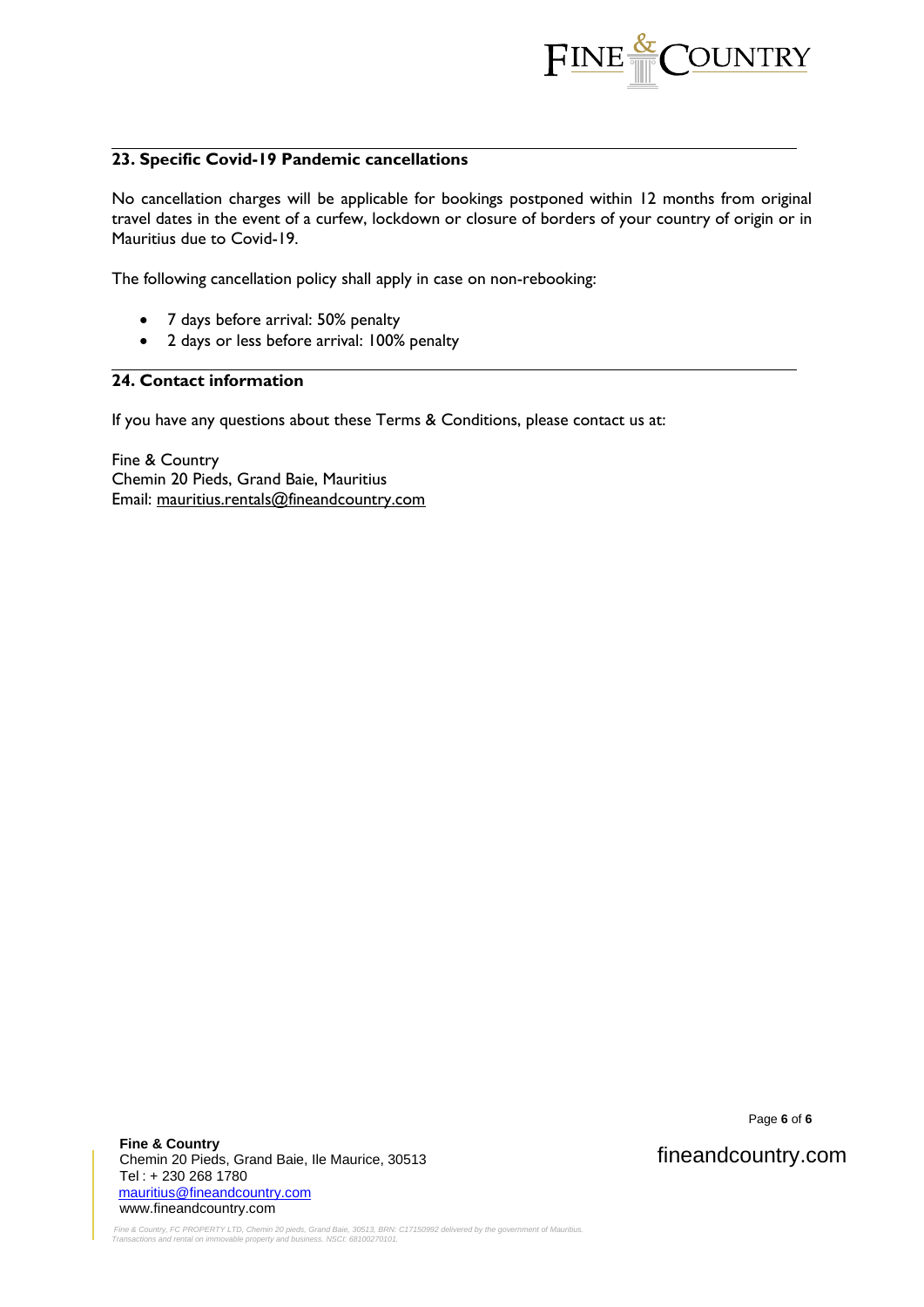## 23. Specific Covid-19 Pandemic cancellations

No cancellation charges will be applicable for bookings postponed within 12 months from original travel dates in the event of a curfew, lockdown or closure of borders of your country of origin or in Mauritius due to Covid-19.

The following cancellation policy shall apply in case on non-rebooking:

- 7 days before arrival: 50% penalty
- 2 days or less before arrival: 100% penalty

## 24. Contact information

If you have any questions about these Terms & Conditions, please contact us at:

Fine & Country
Chemin 20 Pieds, Grand Baie, Mauritius
Email: mauritius.rentals@fineandcountry.com